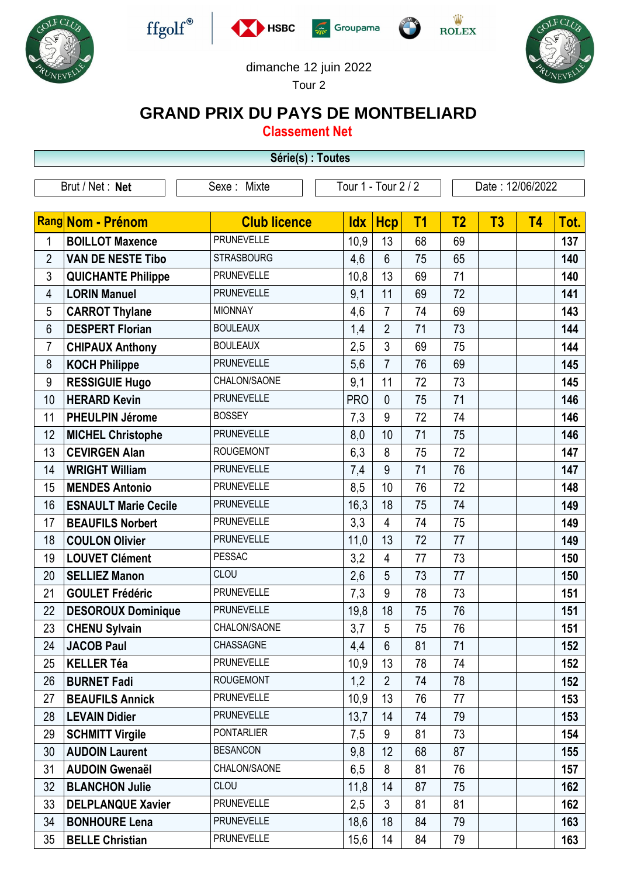dimanche 12 juin 2022

Tour 2

# GRAND PRIX DU PAYS DE MONTBELIARD

## Classement Net

**Série(s) : Toutes**

| Brut / Net : **Net** | Sexe : Mixte | Tour 1 - Tour 2 / 2 | Date : 12/06/2022 |
|---|---|---|---|

| Rang | Nom - Prénom | Club licence | Idx | Hcp | T1 | T2 | T3 | T4 | Tot. |
|---|---|---|---|---|---|---|---|---|---|
| 1 | **BOILLOT Maxence** | PRUNEVELLE | 10,9 | 13 | 68 | 69 | | | **137** |
| 2 | **VAN DE NESTE Tibo** | STRASBOURG | 4,6 | 6 | 75 | 65 | | | **140** |
| 3 | **QUICHANTE Philippe** | PRUNEVELLE | 10,8 | 13 | 69 | 71 | | | **140** |
| 4 | **LORIN Manuel** | PRUNEVELLE | 9,1 | 11 | 69 | 72 | | | **141** |
| 5 | **CARROT Thylane** | MIONNAY | 4,6 | 7 | 74 | 69 | | | **143** |
| 6 | **DESPERT Florian** | BOULEAUX | 1,4 | 2 | 71 | 73 | | | **144** |
| 7 | **CHIPAUX Anthony** | BOULEAUX | 2,5 | 3 | 69 | 75 | | | **144** |
| 8 | **KOCH Philippe** | PRUNEVELLE | 5,6 | 7 | 76 | 69 | | | **145** |
| 9 | **RESSIGUIE Hugo** | CHALON/SAONE | 9,1 | 11 | 72 | 73 | | | **145** |
| 10 | **HERARD Kevin** | PRUNEVELLE | PRO | 0 | 75 | 71 | | | **146** |
| 11 | **PHEULPIN Jérome** | BOSSEY | 7,3 | 9 | 72 | 74 | | | **146** |
| 12 | **MICHEL Christophe** | PRUNEVELLE | 8,0 | 10 | 71 | 75 | | | **146** |
| 13 | **CEVIRGEN Alan** | ROUGEMONT | 6,3 | 8 | 75 | 72 | | | **147** |
| 14 | **WRIGHT William** | PRUNEVELLE | 7,4 | 9 | 71 | 76 | | | **147** |
| 15 | **MENDES Antonio** | PRUNEVELLE | 8,5 | 10 | 76 | 72 | | | **148** |
| 16 | **ESNAULT Marie Cecile** | PRUNEVELLE | 16,3 | 18 | 75 | 74 | | | **149** |
| 17 | **BEAUFILS Norbert** | PRUNEVELLE | 3,3 | 4 | 74 | 75 | | | **149** |
| 18 | **COULON Olivier** | PRUNEVELLE | 11,0 | 13 | 72 | 77 | | | **149** |
| 19 | **LOUVET Clément** | PESSAC | 3,2 | 4 | 77 | 73 | | | **150** |
| 20 | **SELLIEZ Manon** | CLOU | 2,6 | 5 | 73 | 77 | | | **150** |
| 21 | **GOULET Frédéric** | PRUNEVELLE | 7,3 | 9 | 78 | 73 | | | **151** |
| 22 | **DESOROUX Dominique** | PRUNEVELLE | 19,8 | 18 | 75 | 76 | | | **151** |
| 23 | **CHENU Sylvain** | CHALON/SAONE | 3,7 | 5 | 75 | 76 | | | **151** |
| 24 | **JACOB Paul** | CHASSAGNE | 4,4 | 6 | 81 | 71 | | | **152** |
| 25 | **KELLER Téa** | PRUNEVELLE | 10,9 | 13 | 78 | 74 | | | **152** |
| 26 | **BURNET Fadi** | ROUGEMONT | 1,2 | 2 | 74 | 78 | | | **152** |
| 27 | **BEAUFILS Annick** | PRUNEVELLE | 10,9 | 13 | 76 | 77 | | | **153** |
| 28 | **LEVAIN Didier** | PRUNEVELLE | 13,7 | 14 | 74 | 79 | | | **153** |
| 29 | **SCHMITT Virgile** | PONTARLIER | 7,5 | 9 | 81 | 73 | | | **154** |
| 30 | **AUDOIN Laurent** | BESANCON | 9,8 | 12 | 68 | 87 | | | **155** |
| 31 | **AUDOIN Gwenaël** | CHALON/SAONE | 6,5 | 8 | 81 | 76 | | | **157** |
| 32 | **BLANCHON Julie** | CLOU | 11,8 | 14 | 87 | 75 | | | **162** |
| 33 | **DELPLANQUE Xavier** | PRUNEVELLE | 2,5 | 3 | 81 | 81 | | | **162** |
| 34 | **BONHOURE Lena** | PRUNEVELLE | 18,6 | 18 | 84 | 79 | | | **163** |
| 35 | **BELLE Christian** | PRUNEVELLE | 15,6 | 14 | 84 | 79 | | | **163** |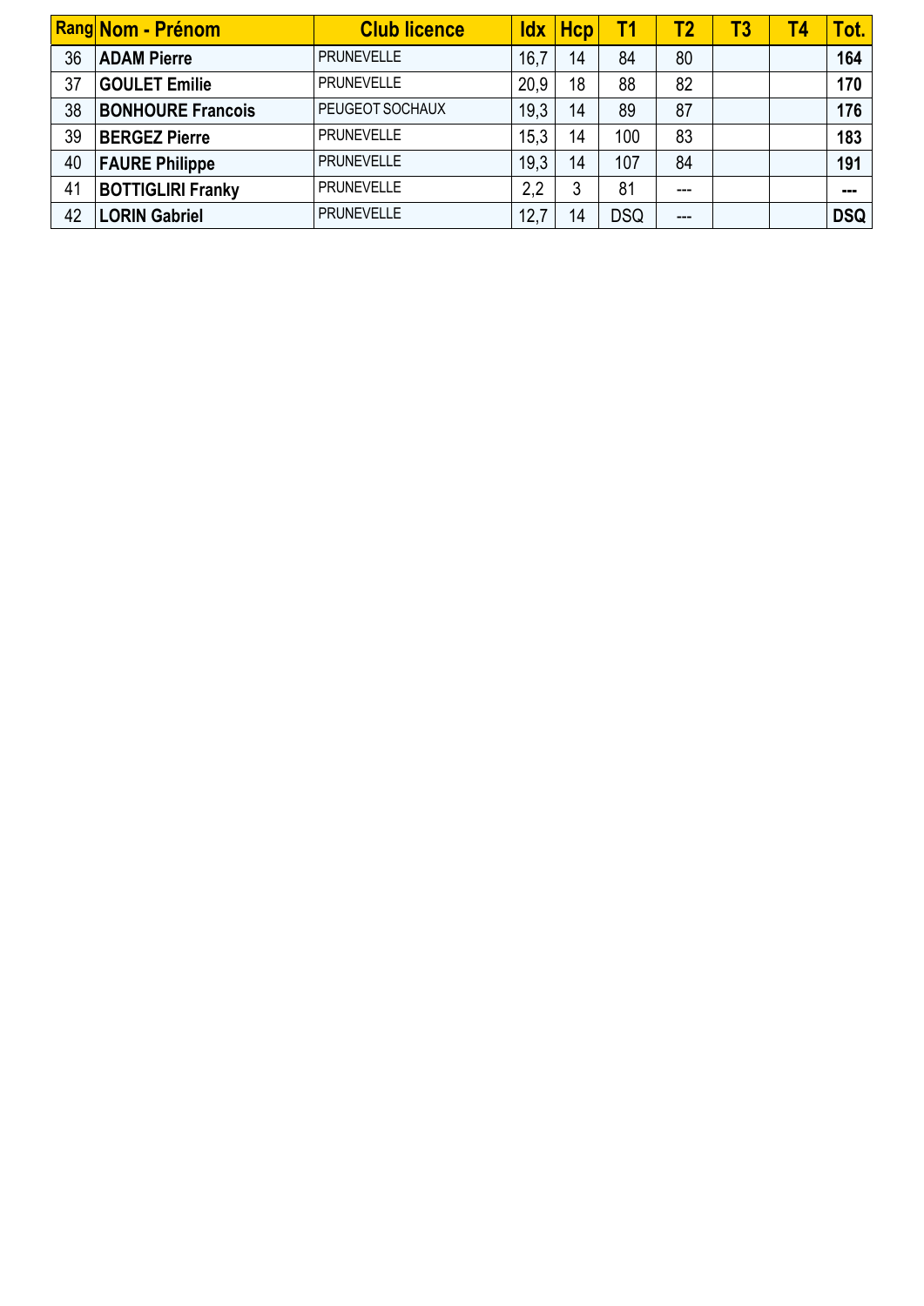| Rang | Nom - Prénom | Club licence | Idx | Hcp | T1 | T2 | T3 | T4 | Tot. |
|---|---|---|---|---|---|---|---|---|---|
| 36 | **ADAM Pierre** | PRUNEVELLE | 16,7 | 14 | 84 | 80 | | | **164** |
| 37 | **GOULET Emilie** | PRUNEVELLE | 20,9 | 18 | 88 | 82 | | | **170** |
| 38 | **BONHOURE Francois** | PEUGEOT SOCHAUX | 19,3 | 14 | 89 | 87 | | | **176** |
| 39 | **BERGEZ Pierre** | PRUNEVELLE | 15,3 | 14 | 100 | 83 | | | **183** |
| 40 | **FAURE Philippe** | PRUNEVELLE | 19,3 | 14 | 107 | 84 | | | **191** |
| 41 | **BOTTIGLIRI Franky** | PRUNEVELLE | 2,2 | 3 | 81 | --- | | | **---** |
| 42 | **LORIN Gabriel** | PRUNEVELLE | 12,7 | 14 | DSQ | --- | | | **DSQ** |